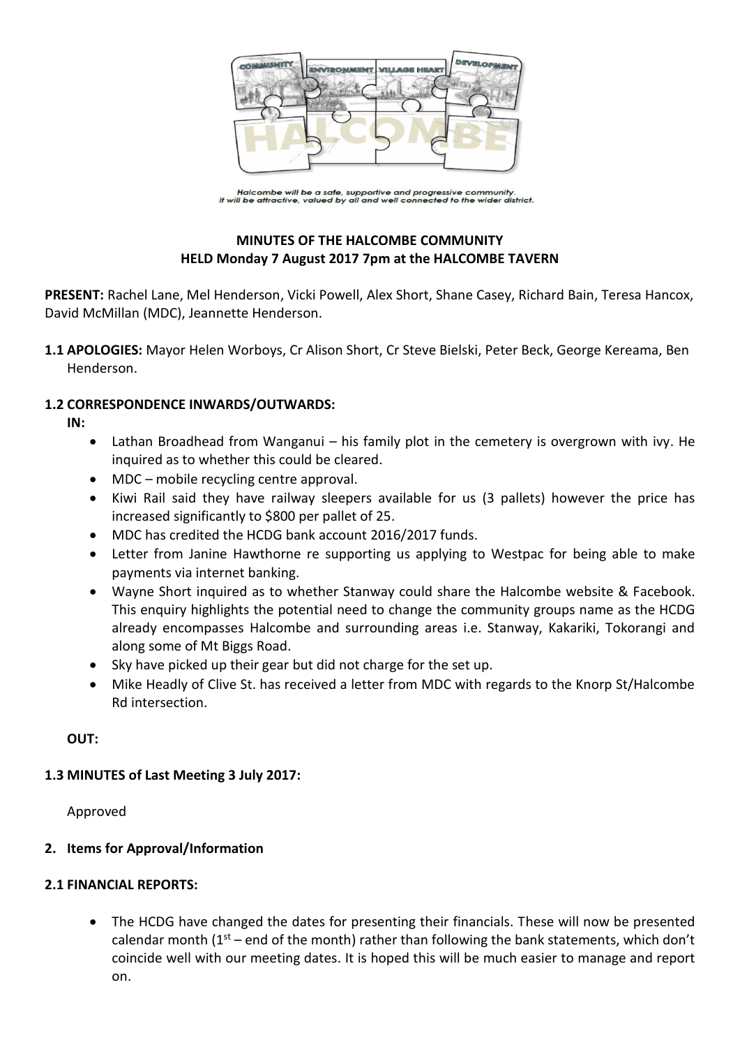Halcombe will be a safe, supportive and progressive community.
It will be attractive, valued by all and well connected to the wider district.

**MINUTES OF THE HALCOMBE COMMUNITY**
**HELD Monday 7 August 2017 7pm at the HALCOMBE TAVERN**

**PRESENT:** Rachel Lane, Mel Henderson, Vicki Powell, Alex Short, Shane Casey, Richard Bain, Teresa Hancox, David McMillan (MDC), Jeannette Henderson.

**1.1 APOLOGIES:** Mayor Helen Worboys, Cr Alison Short, Cr Steve Bielski, Peter Beck, George Kereama, Ben Henderson.

**1.2 CORRESPONDENCE INWARDS/OUTWARDS:**

**IN:**

- Lathan Broadhead from Wanganui – his family plot in the cemetery is overgrown with ivy. He inquired as to whether this could be cleared.
- MDC – mobile recycling centre approval.
- Kiwi Rail said they have railway sleepers available for us (3 pallets) however the price has increased significantly to $800 per pallet of 25.
- MDC has credited the HCDG bank account 2016/2017 funds.
- Letter from Janine Hawthorne re supporting us applying to Westpac for being able to make payments via internet banking.
- Wayne Short inquired as to whether Stanway could share the Halcombe website & Facebook. This enquiry highlights the potential need to change the community groups name as the HCDG already encompasses Halcombe and surrounding areas i.e. Stanway, Kakariki, Tokorangi and along some of Mt Biggs Road.
- Sky have picked up their gear but did not charge for the set up.
- Mike Headly of Clive St. has received a letter from MDC with regards to the Knorp St/Halcombe Rd intersection.

**OUT:**

**1.3 MINUTES of Last Meeting 3 July 2017:**

Approved

**2. Items for Approval/Information**

**2.1 FINANCIAL REPORTS:**

- The HCDG have changed the dates for presenting their financials. These will now be presented calendar month (1st – end of the month) rather than following the bank statements, which don't coincide well with our meeting dates. It is hoped this will be much easier to manage and report on.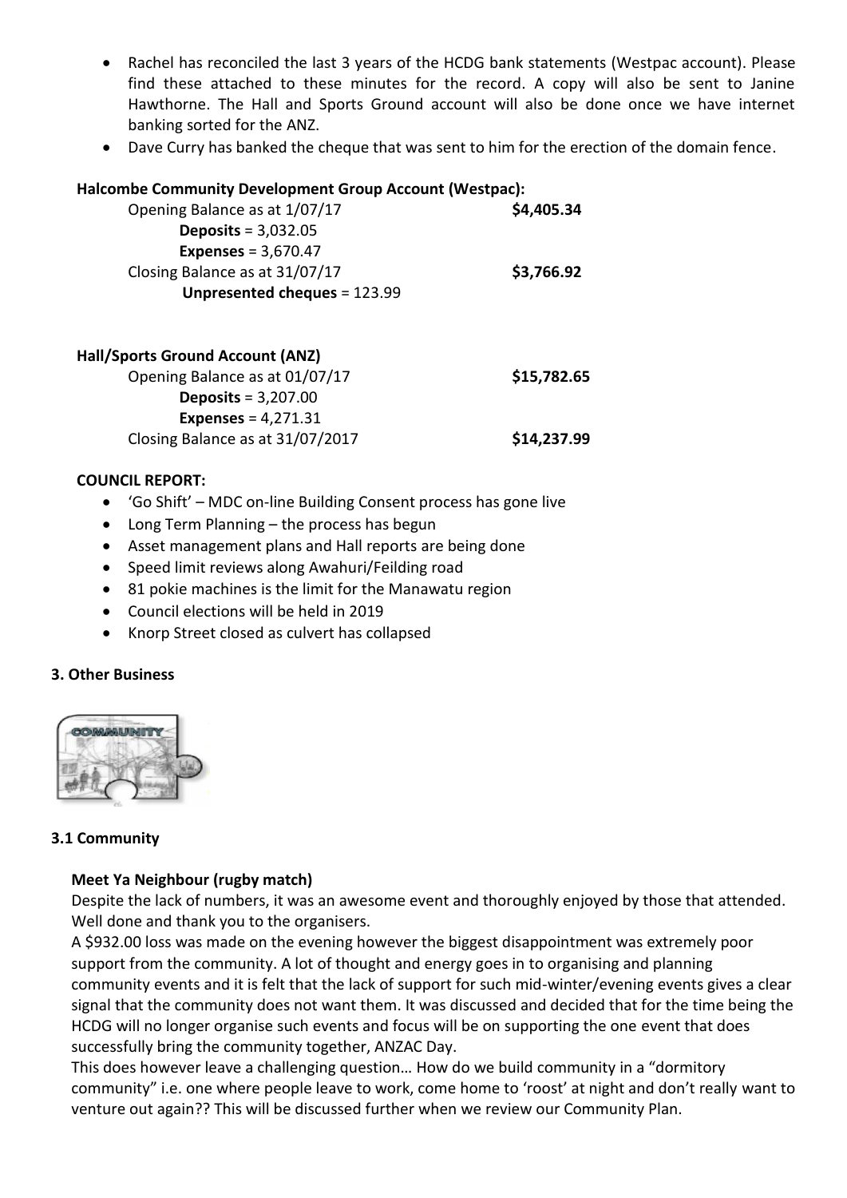- Rachel has reconciled the last 3 years of the HCDG bank statements (Westpac account). Please find these attached to these minutes for the record. A copy will also be sent to Janine Hawthorne. The Hall and Sports Ground account will also be done once we have internet banking sorted for the ANZ.
- Dave Curry has banked the cheque that was sent to him for the erection of the domain fence.

**Halcombe Community Development Group Account (Westpac):**

Opening Balance as at 1/07/17 **$4,405.34**

**Deposits** = 3,032.05

**Expenses** = 3,670.47

Closing Balance as at 31/07/17 **$3,766.92**

**Unpresented cheques** = 123.99

**Hall/Sports Ground Account (ANZ)**

Opening Balance as at 01/07/17 **$15,782.65**

**Deposits** = 3,207.00

**Expenses** = 4,271.31

Closing Balance as at 31/07/2017 **$14,237.99**

**COUNCIL REPORT:**

- 'Go Shift' – MDC on-line Building Consent process has gone live
- Long Term Planning – the process has begun
- Asset management plans and Hall reports are being done
- Speed limit reviews along Awahuri/Feilding road
- 81 pokie machines is the limit for the Manawatu region
- Council elections will be held in 2019
- Knorp Street closed as culvert has collapsed

## 3. Other Business

### 3.1 Community

**Meet Ya Neighbour (rugby match)**

Despite the lack of numbers, it was an awesome event and thoroughly enjoyed by those that attended. Well done and thank you to the organisers.

A $932.00 loss was made on the evening however the biggest disappointment was extremely poor support from the community. A lot of thought and energy goes in to organising and planning community events and it is felt that the lack of support for such mid-winter/evening events gives a clear signal that the community does not want them. It was discussed and decided that for the time being the HCDG will no longer organise such events and focus will be on supporting the one event that does successfully bring the community together, ANZAC Day.

This does however leave a challenging question… How do we build community in a "dormitory community" i.e. one where people leave to work, come home to 'roost' at night and don't really want to venture out again?? This will be discussed further when we review our Community Plan.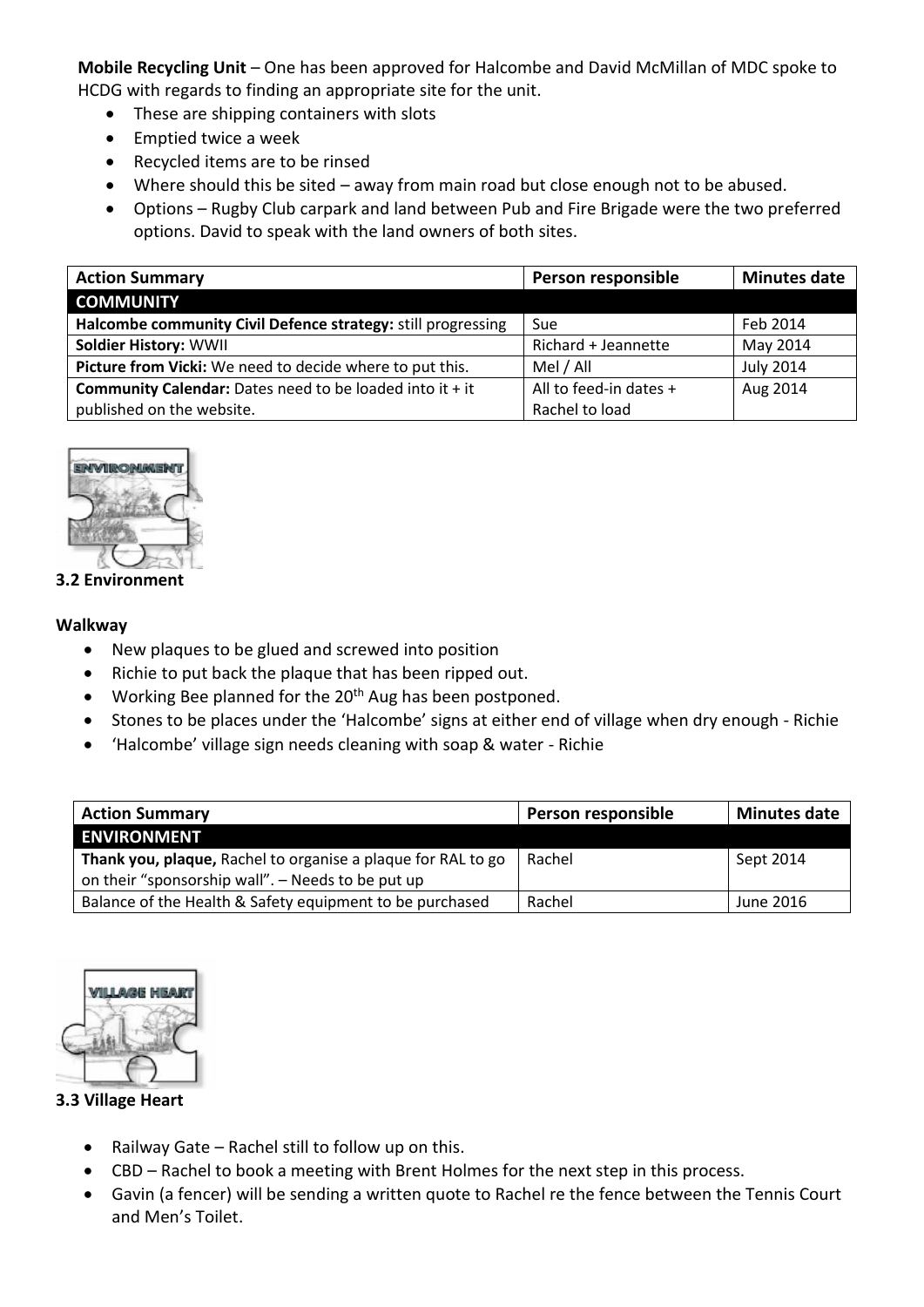**Mobile Recycling Unit** – One has been approved for Halcombe and David McMillan of MDC spoke to HCDG with regards to finding an appropriate site for the unit.

- These are shipping containers with slots
- Emptied twice a week
- Recycled items are to be rinsed
- Where should this be sited – away from main road but close enough not to be abused.
- Options – Rugby Club carpark and land between Pub and Fire Brigade were the two preferred options. David to speak with the land owners of both sites.

| Action Summary | Person responsible | Minutes date |
|---|---|---|
| **COMMUNITY** | | |
| **Halcombe community Civil Defence strategy:** still progressing | Sue | Feb 2014 |
| **Soldier History:** WWII | Richard + Jeannette | May 2014 |
| **Picture from Vicki:** We need to decide where to put this. | Mel / All | July 2014 |
| **Community Calendar:** Dates need to be loaded into it + it published on the website. | All to feed-in dates + Rachel to load | Aug 2014 |

**3.2 Environment**

**Walkway**

- New plaques to be glued and screwed into position
- Richie to put back the plaque that has been ripped out.
- Working Bee planned for the 20th Aug has been postponed.
- Stones to be places under the 'Halcombe' signs at either end of village when dry enough - Richie
- 'Halcombe' village sign needs cleaning with soap & water - Richie

| Action Summary | Person responsible | Minutes date |
|---|---|---|
| **ENVIRONMENT** | | |
| **Thank you, plaque,** Rachel to organise a plaque for RAL to go on their "sponsorship wall". – Needs to be put up | Rachel | Sept 2014 |
| Balance of the Health & Safety equipment to be purchased | Rachel | June 2016 |

**3.3 Village Heart**

- Railway Gate – Rachel still to follow up on this.
- CBD – Rachel to book a meeting with Brent Holmes for the next step in this process.
- Gavin (a fencer) will be sending a written quote to Rachel re the fence between the Tennis Court and Men's Toilet.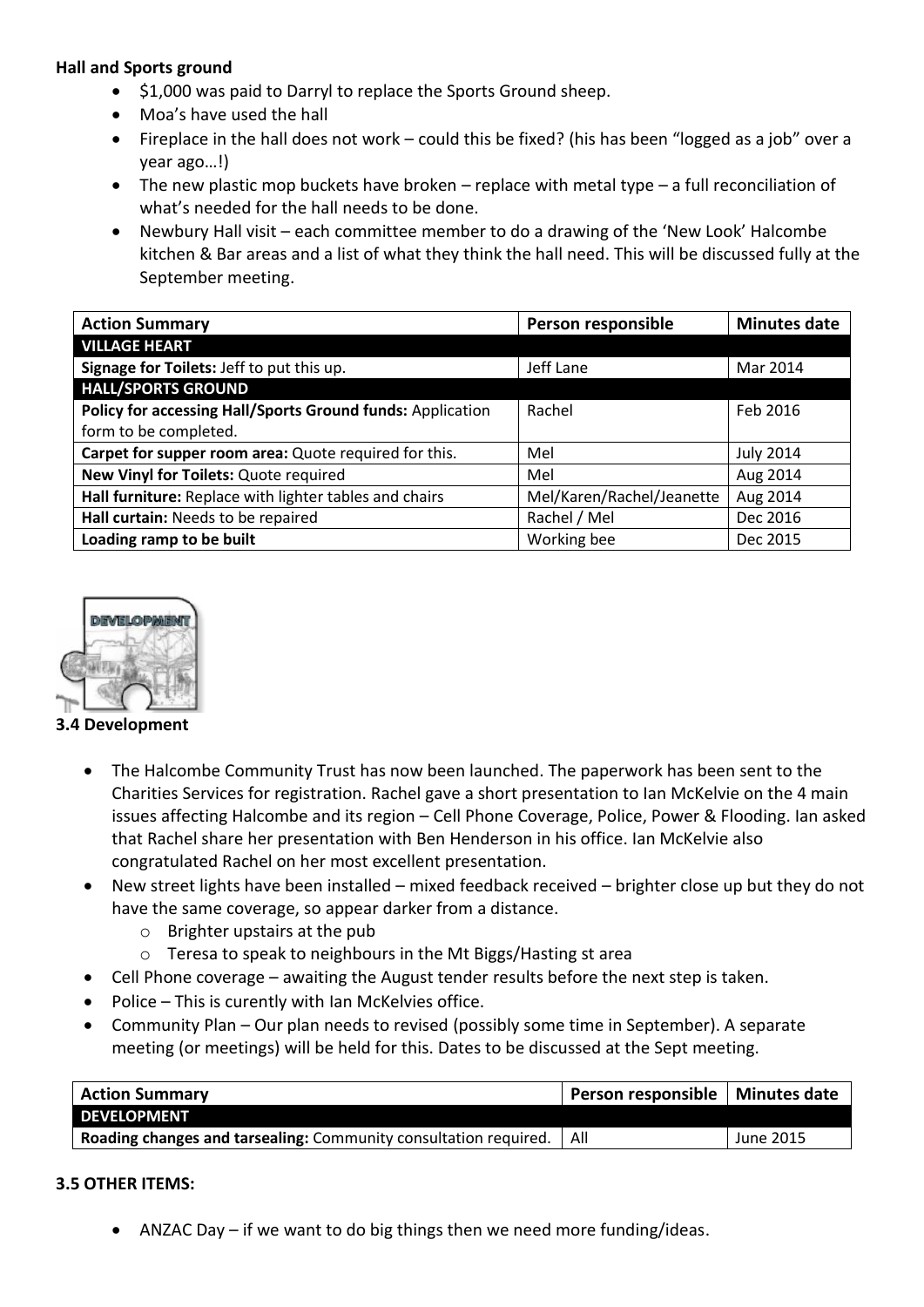**Hall and Sports ground**

- $1,000 was paid to Darryl to replace the Sports Ground sheep.
- Moa's have used the hall
- Fireplace in the hall does not work – could this be fixed? (his has been "logged as a job" over a year ago…!)
- The new plastic mop buckets have broken – replace with metal type – a full reconciliation of what's needed for the hall needs to be done.
- Newbury Hall visit – each committee member to do a drawing of the 'New Look' Halcombe kitchen & Bar areas and a list of what they think the hall need. This will be discussed fully at the September meeting.

| Action Summary | Person responsible | Minutes date |
|---|---|---|
| **VILLAGE HEART** | | |
| **Signage for Toilets:** Jeff to put this up. | Jeff Lane | Mar 2014 |
| **HALL/SPORTS GROUND** | | |
| **Policy for accessing Hall/Sports Ground funds:** Application form to be completed. | Rachel | Feb 2016 |
| **Carpet for supper room area:** Quote required for this. | Mel | July 2014 |
| **New Vinyl for Toilets:** Quote required | Mel | Aug 2014 |
| **Hall furniture:** Replace with lighter tables and chairs | Mel/Karen/Rachel/Jeanette | Aug 2014 |
| **Hall curtain:** Needs to be repaired | Rachel / Mel | Dec 2016 |
| **Loading ramp to be built** | Working bee | Dec 2015 |

**3.4 Development**

- The Halcombe Community Trust has now been launched. The paperwork has been sent to the Charities Services for registration. Rachel gave a short presentation to Ian McKelvie on the 4 main issues affecting Halcombe and its region – Cell Phone Coverage, Police, Power & Flooding. Ian asked that Rachel share her presentation with Ben Henderson in his office. Ian McKelvie also congratulated Rachel on her most excellent presentation.
- New street lights have been installed – mixed feedback received – brighter close up but they do not have the same coverage, so appear darker from a distance.
  - Brighter upstairs at the pub
  - Teresa to speak to neighbours in the Mt Biggs/Hasting st area
- Cell Phone coverage – awaiting the August tender results before the next step is taken.
- Police – This is curently with Ian McKelvies office.
- Community Plan – Our plan needs to revised (possibly some time in September). A separate meeting (or meetings) will be held for this. Dates to be discussed at the Sept meeting.

| Action Summary | Person responsible | Minutes date |
|---|---|---|
| **DEVELOPMENT** | | |
| **Roading changes and tarsealing:** Community consultation required. | All | June 2015 |

**3.5 OTHER ITEMS:**

- ANZAC Day – if we want to do big things then we need more funding/ideas.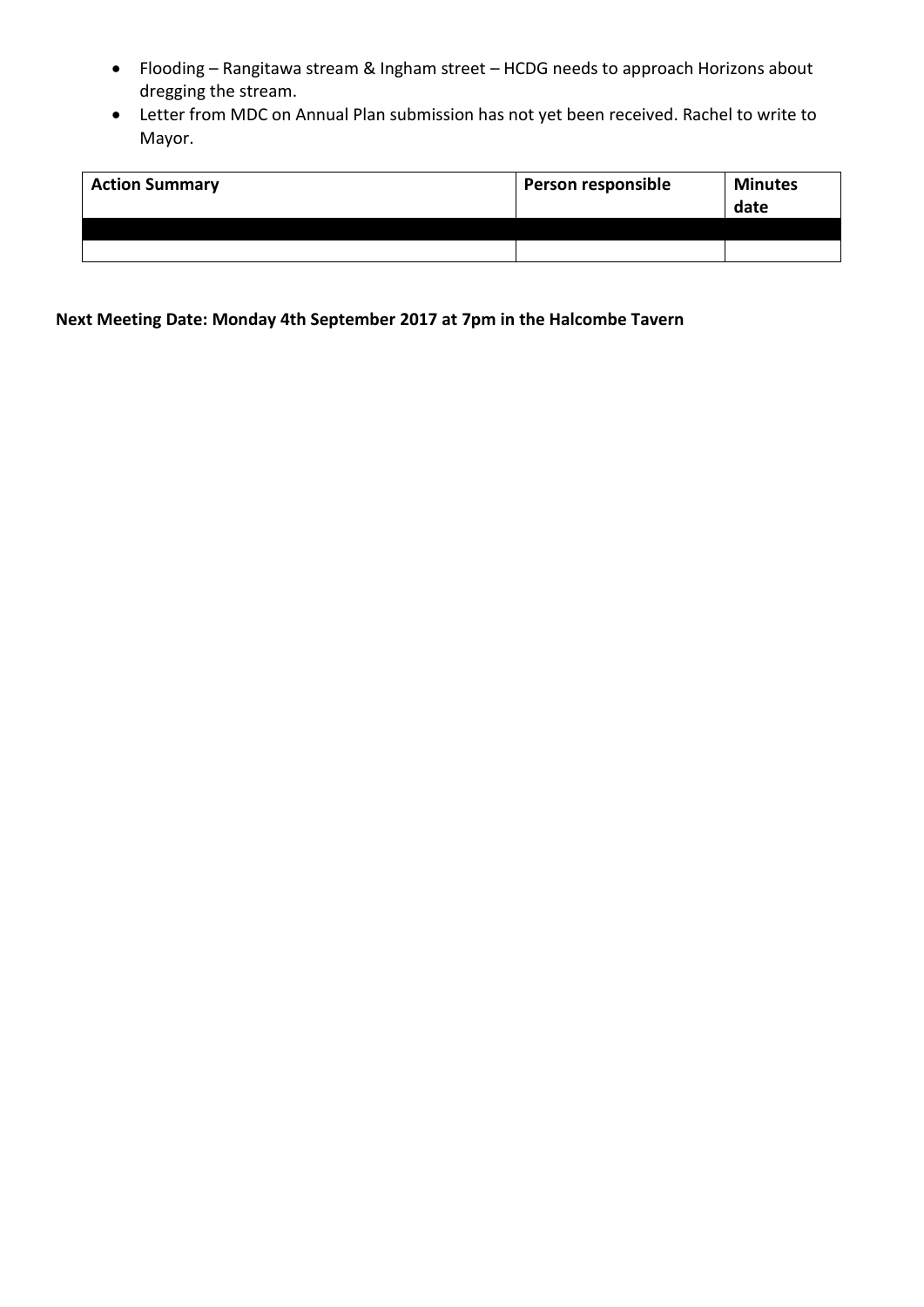- Flooding – Rangitawa stream & Ingham street – HCDG needs to approach Horizons about dregging the stream.
- Letter from MDC on Annual Plan submission has not yet been received. Rachel to write to Mayor.

| Action Summary | Person responsible | Minutes date |
|---|---|---|
| | | |
| | | |

**Next Meeting Date: Monday 4th September 2017 at 7pm in the Halcombe Tavern**